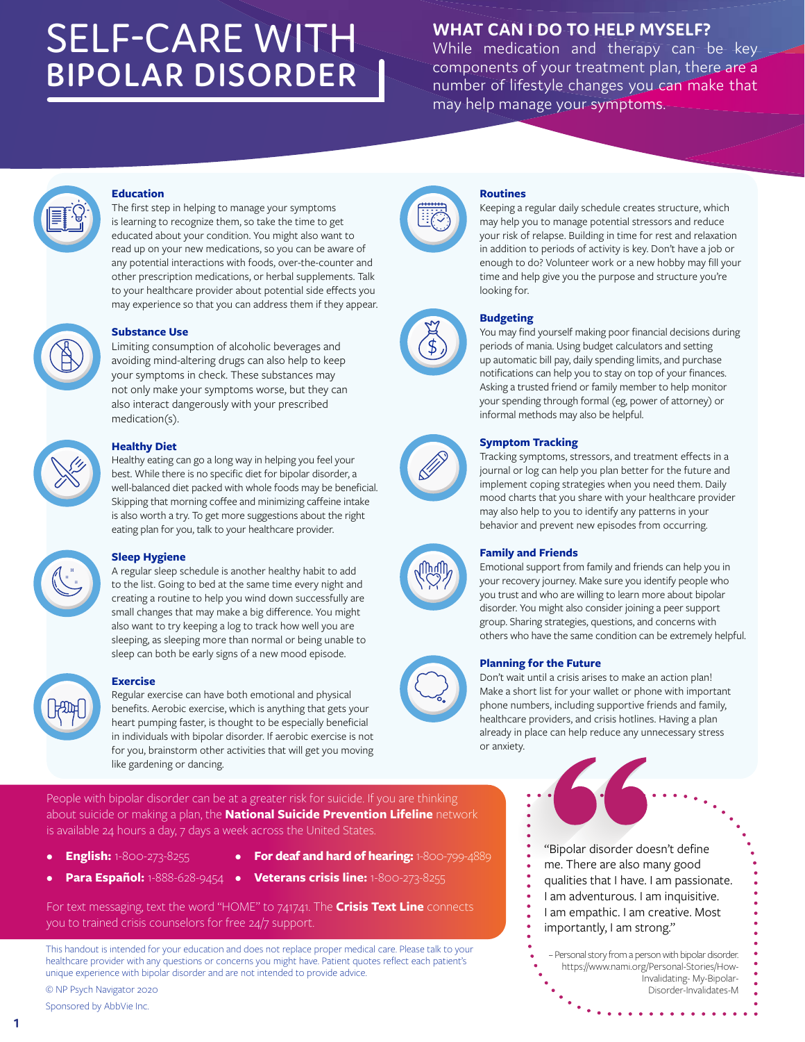# SELF-CARE WITH BIPOLAR DISORDER

## WHAT CAN I DO TO HELP MYSELF?

While medication and therapy can be key components of your treatment plan, there are a number of lifestyle changes you can make that may help manage your symptoms.

### Education

The first step in helping to manage your symptoms is learning to recognize them, so take the time to get educated about your condition. You might also want to read up on your new medications, so you can be aware of any potential interactions with foods, over-the-counter and other prescription medications, or herbal supplements. Talk to your healthcare provider about potential side effects you may experience so that you can address them if they appear.

### Substance Use

Limiting consumption of alcoholic beverages and avoiding mind-altering drugs can also help to keep your symptoms in check. These substances may not only make your symptoms worse, but they can also interact dangerously with your prescribed medication(s).

### Healthy Diet

Healthy eating can go a long way in helping you feel your best. While there is no specific diet for bipolar disorder, a well-balanced diet packed with whole foods may be beneficial. Skipping that morning coffee and minimizing caffeine intake is also worth a try. To get more suggestions about the right eating plan for you, talk to your healthcare provider.

### Sleep Hygiene

A regular sleep schedule is another healthy habit to add to the list. Going to bed at the same time every night and creating a routine to help you wind down successfully are small changes that may make a big difference. You might also want to try keeping a log to track how well you are sleeping, as sleeping more than normal or being unable to sleep can both be early signs of a new mood episode.

### Exercise

Regular exercise can have both emotional and physical benefits. Aerobic exercise, which is anything that gets your heart pumping faster, is thought to be especially beneficial in individuals with bipolar disorder. If aerobic exercise is not for you, brainstorm other activities that will get you moving like gardening or dancing.

### Routines

Keeping a regular daily schedule creates structure, which may help you to manage potential stressors and reduce your risk of relapse. Building in time for rest and relaxation in addition to periods of activity is key. Don't have a job or enough to do? Volunteer work or a new hobby may fill your time and help give you the purpose and structure you're looking for.

### Budgeting

You may find yourself making poor financial decisions during periods of mania. Using budget calculators and setting up automatic bill pay, daily spending limits, and purchase notifications can help you to stay on top of your finances. Asking a trusted friend or family member to help monitor your spending through formal (eg, power of attorney) or informal methods may also be helpful.

### Symptom Tracking

Tracking symptoms, stressors, and treatment effects in a journal or log can help you plan better for the future and implement coping strategies when you need them. Daily mood charts that you share with your healthcare provider may also help to you to identify any patterns in your behavior and prevent new episodes from occurring.

### Family and Friends

Emotional support from family and friends can help you in your recovery journey. Make sure you identify people who you trust and who are willing to learn more about bipolar disorder. You might also consider joining a peer support group. Sharing strategies, questions, and concerns with others who have the same condition can be extremely helpful.

### Planning for the Future

Don't wait until a crisis arises to make an action plan! Make a short list for your wallet or phone with important phone numbers, including supportive friends and family, healthcare providers, and crisis hotlines. Having a plan already in place can help reduce any unnecessary stress or anxiety.

---

People with bipolar disorder can be at a greater risk for suicide. If you are thinking about suicide or making a plan, the **National Suicide Prevention Lifeline** network is available 24 hours a day, 7 days a week across the United States.

- **English:** 1-800-273-8255
- **Para Español:** 1-888-628-9454
- **For deaf and hard of hearing:** 1-800-799-4889
- **Veterans crisis line:** 1-800-273-8255

For text messaging, text the word "HOME" to 741741. The **Crisis Text Line** connects you to trained crisis counselors for free 24/7 support.

---

"Bipolar disorder doesn't define me. There are also many good qualities that I have. I am passionate. I am adventurous. I am inquisitive. I am empathic. I am creative. Most importantly, I am strong."

– Personal story from a person with bipolar disorder. https://www.nami.org/Personal-Stories/How-Invalidating-My-Bipolar-Disorder-Invalidates-M

---

This handout is intended for your education and does not replace proper medical care. Please talk to your healthcare provider with any questions or concerns you might have. Patient quotes reflect each patient's unique experience with bipolar disorder and are not intended to provide advice.

© NP Psych Navigator 2020

Sponsored by AbbVie Inc.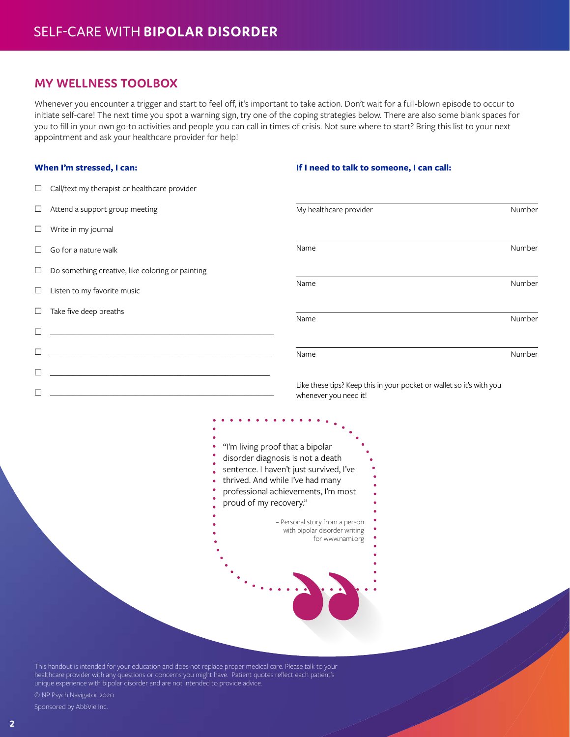# SELF-CARE WITH **BIPOLAR DISORDER**

## MY WELLNESS TOOLBOX

Whenever you encounter a trigger and start to feel off, it's important to take action. Don't wait for a full-blown episode to occur to initiate self-care! The next time you spot a warning sign, try one of the coping strategies below. There are also some blank spaces for you to fill in your own go-to activities and people you can call in times of crisis. Not sure where to start? Bring this list to your next appointment and ask your healthcare provider for help!

**When I'm stressed, I can:**

- ☐ Call/text my therapist or healthcare provider
- ☐ Attend a support group meeting
- ☐ Write in my journal
- ☐ Go for a nature walk
- ☐ Do something creative, like coloring or painting
- ☐ Listen to my favorite music
- ☐ Take five deep breaths
- ☐ ______________________________
- ☐ ______________________________
- ☐ ______________________________
- ☐ ______________________________

**If I need to talk to someone, I can call:**

| | |
|---|---|
| My healthcare provider | Number |
| Name | Number |
| Name | Number |
| Name | Number |
| Name | Number |

Like these tips? Keep this in your pocket or wallet so it's with you whenever you need it!

"I'm living proof that a bipolar disorder diagnosis is not a death sentence. I haven't just survived, I've thrived. And while I've had many professional achievements, I'm most proud of my recovery."

– Personal story from a person with bipolar disorder writing for www.nami.org

This handout is intended for your education and does not replace proper medical care. Please talk to your healthcare provider with any questions or concerns you might have. Patient quotes reflect each patient's unique experience with bipolar disorder and are not intended to provide advice.

© NP Psych Navigator 2020

Sponsored by AbbVie Inc.